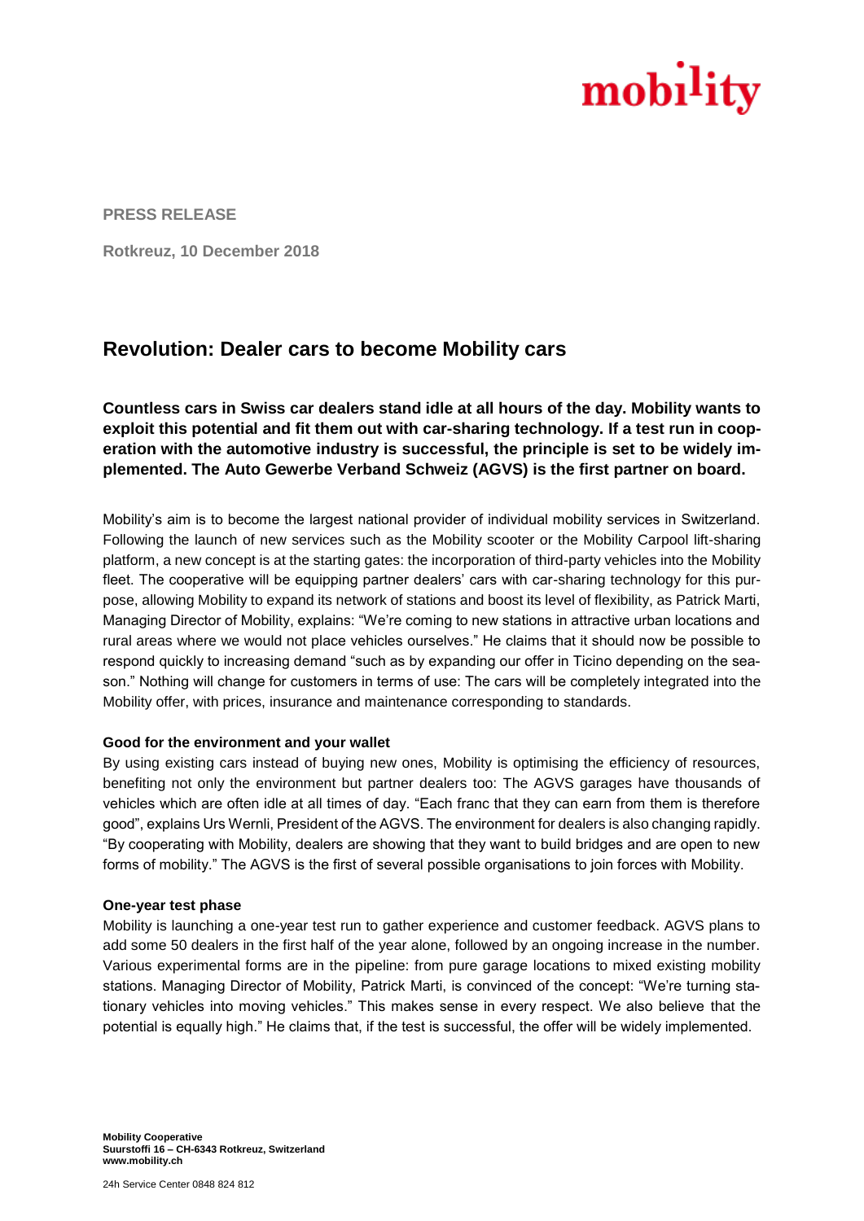mobility

**PRESS RELEASE**

**Rotkreuz, 10 December 2018**

# Revolution: Dealer cars to become Mobility cars

**Countless cars in Swiss car dealers stand idle at all hours of the day. Mobility wants to exploit this potential and fit them out with car-sharing technology. If a test run in cooperation with the automotive industry is successful, the principle is set to be widely implemented. The Auto Gewerbe Verband Schweiz (AGVS) is the first partner on board.**

Mobility's aim is to become the largest national provider of individual mobility services in Switzerland. Following the launch of new services such as the Mobility scooter or the Mobility Carpool lift-sharing platform, a new concept is at the starting gates: the incorporation of third-party vehicles into the Mobility fleet. The cooperative will be equipping partner dealers' cars with car-sharing technology for this purpose, allowing Mobility to expand its network of stations and boost its level of flexibility, as Patrick Marti, Managing Director of Mobility, explains: "We're coming to new stations in attractive urban locations and rural areas where we would not place vehicles ourselves." He claims that it should now be possible to respond quickly to increasing demand "such as by expanding our offer in Ticino depending on the season." Nothing will change for customers in terms of use: The cars will be completely integrated into the Mobility offer, with prices, insurance and maintenance corresponding to standards.

**Good for the environment and your wallet**

By using existing cars instead of buying new ones, Mobility is optimising the efficiency of resources, benefiting not only the environment but partner dealers too: The AGVS garages have thousands of vehicles which are often idle at all times of day. "Each franc that they can earn from them is therefore good", explains Urs Wernli, President of the AGVS. The environment for dealers is also changing rapidly. "By cooperating with Mobility, dealers are showing that they want to build bridges and are open to new forms of mobility." The AGVS is the first of several possible organisations to join forces with Mobility.

**One-year test phase**

Mobility is launching a one-year test run to gather experience and customer feedback. AGVS plans to add some 50 dealers in the first half of the year alone, followed by an ongoing increase in the number. Various experimental forms are in the pipeline: from pure garage locations to mixed existing mobility stations. Managing Director of Mobility, Patrick Marti, is convinced of the concept: "We're turning stationary vehicles into moving vehicles." This makes sense in every respect. We also believe that the potential is equally high." He claims that, if the test is successful, the offer will be widely implemented.

**Mobility Cooperative**
**Suurstoffi 16 – CH-6343 Rotkreuz, Switzerland**
**www.mobility.ch**

24h Service Center 0848 824 812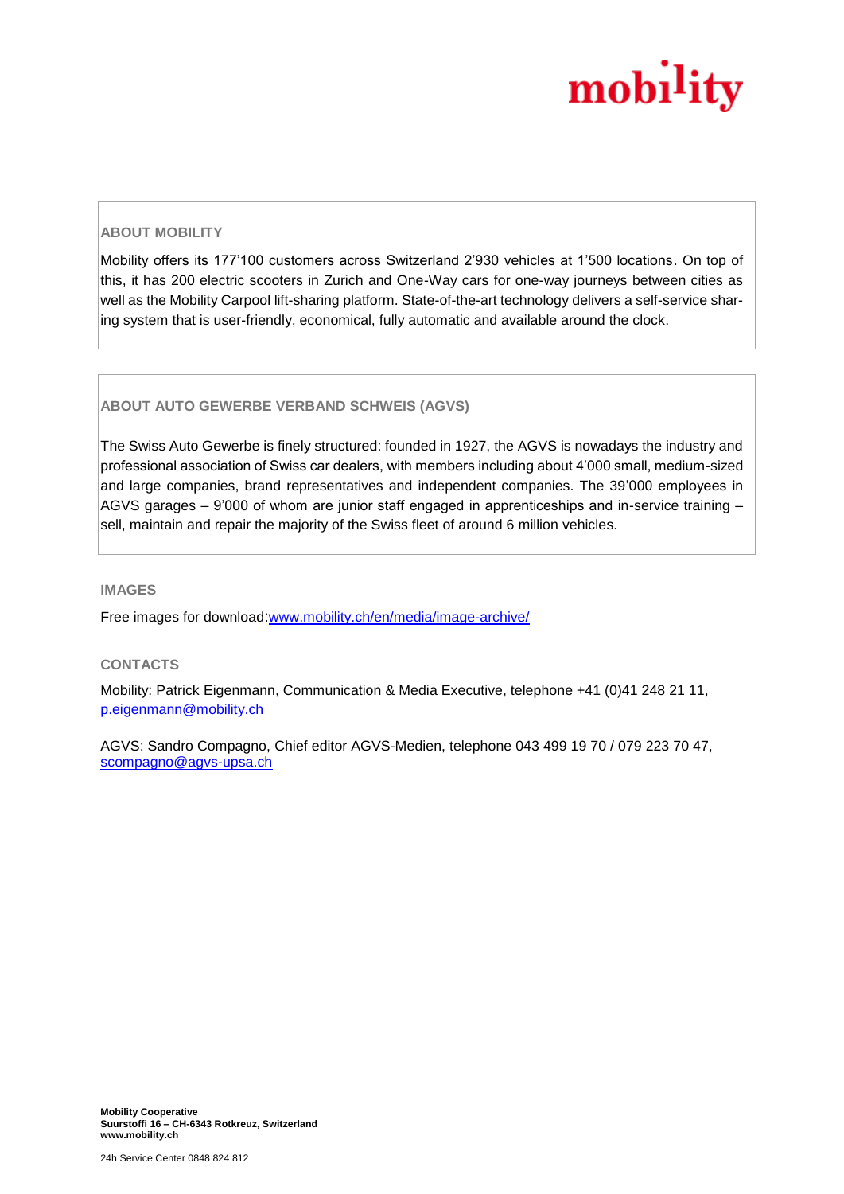## ABOUT MOBILITY

Mobility offers its 177'100 customers across Switzerland 2'930 vehicles at 1'500 locations. On top of this, it has 200 electric scooters in Zurich and One-Way cars for one-way journeys between cities as well as the Mobility Carpool lift-sharing platform. State-of-the-art technology delivers a self-service sharing system that is user-friendly, economical, fully automatic and available around the clock.

## ABOUT AUTO GEWERBE VERBAND SCHWEIS (AGVS)

The Swiss Auto Gewerbe is finely structured: founded in 1927, the AGVS is nowadays the industry and professional association of Swiss car dealers, with members including about 4'000 small, medium-sized and large companies, brand representatives and independent companies. The 39'000 employees in AGVS garages – 9'000 of whom are junior staff engaged in apprenticeships and in-service training – sell, maintain and repair the majority of the Swiss fleet of around 6 million vehicles.

## IMAGES

Free images for download: www.mobility.ch/en/media/image-archive/

## CONTACTS

Mobility: Patrick Eigenmann, Communication & Media Executive, telephone +41 (0)41 248 21 11, p.eigenmann@mobility.ch

AGVS: Sandro Compagno, Chief editor AGVS-Medien, telephone 043 499 19 70 / 079 223 70 47, scompagno@agvs-upsa.ch

**Mobility Cooperative**
**Suurstoffi 16 – CH-6343 Rotkreuz, Switzerland**
**www.mobility.ch**

24h Service Center 0848 824 812